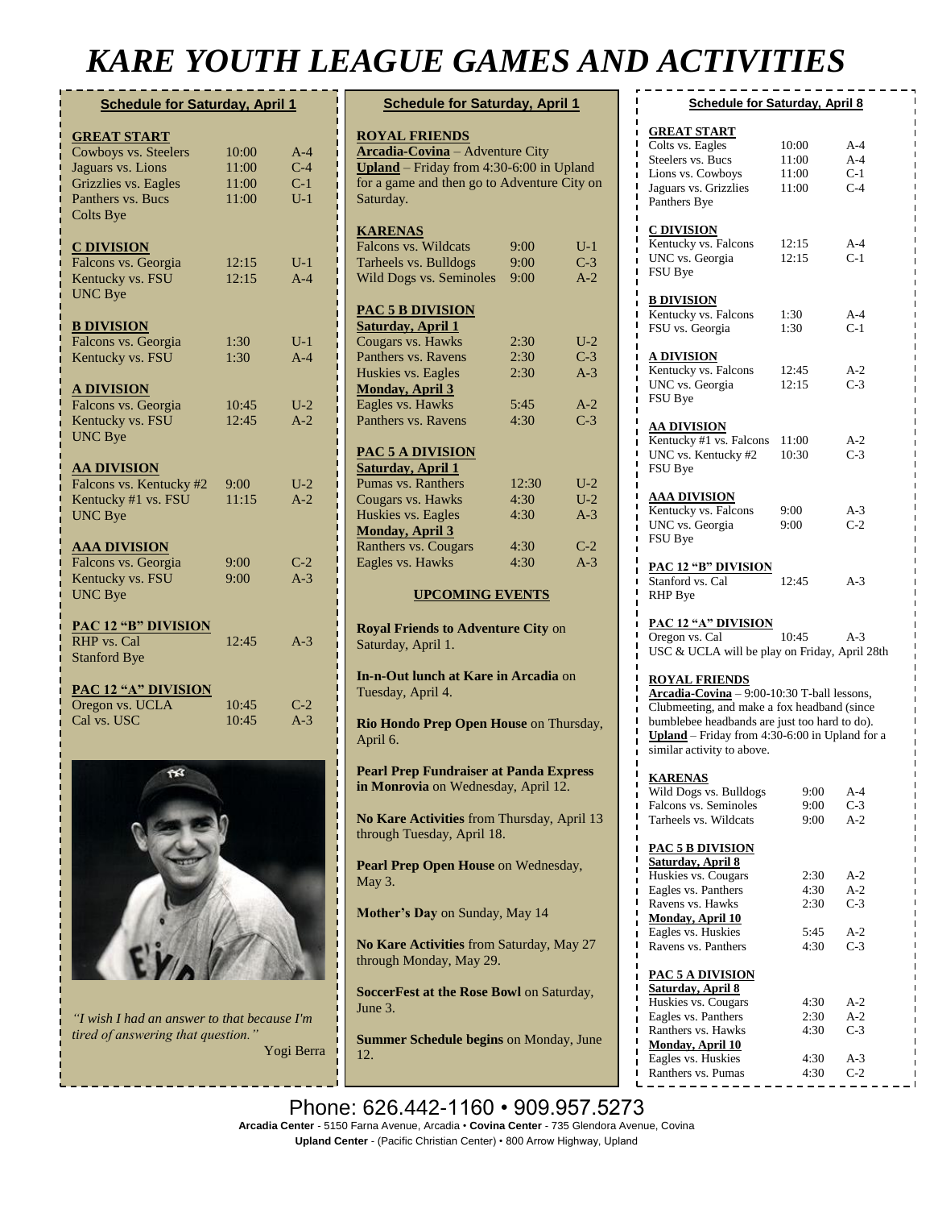# KARE YOUTH LEAGUE GAMES AND ACTIVITIES

## Schedule for Saturday, April 1

**GREAT START**

| | | |
|---|---|---|
| Cowboys vs. Steelers | 10:00 | A-4 |
| Jaguars vs. Lions | 11:00 | C-4 |
| Grizzlies vs. Eagles | 11:00 | C-1 |
| Panthers vs. Bucs | 11:00 | U-1 |
| Colts Bye | | |

**C DIVISION**

| | | |
|---|---|---|
| Falcons vs. Georgia | 12:15 | U-1 |
| Kentucky vs. FSU | 12:15 | A-4 |
| UNC Bye | | |

**B DIVISION**

| | | |
|---|---|---|
| Falcons vs. Georgia | 1:30 | U-1 |
| Kentucky vs. FSU | 1:30 | A-4 |

**A DIVISION**

| | | |
|---|---|---|
| Falcons vs. Georgia | 10:45 | U-2 |
| Kentucky vs. FSU | 12:45 | A-2 |
| UNC Bye | | |

**AA DIVISION**

| | | |
|---|---|---|
| Falcons vs. Kentucky #2 | 9:00 | U-2 |
| Kentucky #1 vs. FSU | 11:15 | A-2 |
| UNC Bye | | |

**AAA DIVISION**

| | | |
|---|---|---|
| Falcons vs. Georgia | 9:00 | C-2 |
| Kentucky vs. FSU | 9:00 | A-3 |
| UNC Bye | | |

**PAC 12 "B" DIVISION**

| | | |
|---|---|---|
| RHP vs. Cal | 12:45 | A-3 |
| Stanford Bye | | |

**PAC 12 "A" DIVISION**

| | | |
|---|---|---|
| Oregon vs. UCLA | 10:45 | C-2 |
| Cal vs. USC | 10:45 | A-3 |

*"I wish I had an answer to that because I'm tired of answering that question."*
Yogi Berra

## Schedule for Saturday, April 1

**ROYAL FRIENDS**

**Arcadia-Covina** – Adventure City
**Upland** – Friday from 4:30-6:00 in Upland for a game and then go to Adventure City on Saturday.

**KARENAS**

| | | |
|---|---|---|
| Falcons vs. Wildcats | 9:00 | U-1 |
| Tarheels vs. Bulldogs | 9:00 | C-3 |
| Wild Dogs vs. Seminoles | 9:00 | A-2 |

**PAC 5 B DIVISION**

| | | |
|---|---|---|
| **Saturday, April 1** | | |
| Cougars vs. Hawks | 2:30 | U-2 |
| Panthers vs. Ravens | 2:30 | C-3 |
| Huskies vs. Eagles | 2:30 | A-3 |
| **Monday, April 3** | | |
| Eagles vs. Hawks | 5:45 | A-2 |
| Panthers vs. Ravens | 4:30 | C-3 |

**PAC 5 A DIVISION**

| | | |
|---|---|---|
| **Saturday, April 1** | | |
| Pumas vs. Ranthers | 12:30 | U-2 |
| Cougars vs. Hawks | 4:30 | U-2 |
| Huskies vs. Eagles | 4:30 | A-3 |
| **Monday, April 3** | | |
| Ranthers vs. Cougars | 4:30 | C-2 |
| Eagles vs. Hawks | 4:30 | A-3 |

**UPCOMING EVENTS**

**Royal Friends to Adventure City** on Saturday, April 1.

**In-n-Out lunch at Kare in Arcadia** on Tuesday, April 4.

**Rio Hondo Prep Open House** on Thursday, April 6.

**Pearl Prep Fundraiser at Panda Express in Monrovia** on Wednesday, April 12.

**No Kare Activities** from Thursday, April 13 through Tuesday, April 18.

**Pearl Prep Open House** on Wednesday, May 3.

**Mother's Day** on Sunday, May 14

**No Kare Activities** from Saturday, May 27 through Monday, May 29.

**SoccerFest at the Rose Bowl** on Saturday, June 3.

**Summer Schedule begins** on Monday, June 12.

## Schedule for Saturday, April 8

**GREAT START**

| | | |
|---|---|---|
| Colts vs. Eagles | 10:00 | A-4 |
| Steelers vs. Bucs | 11:00 | A-4 |
| Lions vs. Cowboys | 11:00 | C-1 |
| Jaguars vs. Grizzlies | 11:00 | C-4 |
| Panthers Bye | | |

**C DIVISION**

| | | |
|---|---|---|
| Kentucky vs. Falcons | 12:15 | A-4 |
| UNC vs. Georgia | 12:15 | C-1 |
| FSU Bye | | |

**B DIVISION**

| | | |
|---|---|---|
| Kentucky vs. Falcons | 1:30 | A-4 |
| FSU vs. Georgia | 1:30 | C-1 |

**A DIVISION**

| | | |
|---|---|---|
| Kentucky vs. Falcons | 12:45 | A-2 |
| UNC vs. Georgia | 12:15 | C-3 |
| FSU Bye | | |

**AA DIVISION**

| | | |
|---|---|---|
| Kentucky #1 vs. Falcons | 11:00 | A-2 |
| UNC vs. Kentucky #2 | 10:30 | C-3 |
| FSU Bye | | |

**AAA DIVISION**

| | | |
|---|---|---|
| Kentucky vs. Falcons | 9:00 | A-3 |
| UNC vs. Georgia | 9:00 | C-2 |
| FSU Bye | | |

**PAC 12 "B" DIVISION**

| | | |
|---|---|---|
| Stanford vs. Cal | 12:45 | A-3 |
| RHP Bye | | |

**PAC 12 "A" DIVISION**

| | | |
|---|---|---|
| Oregon vs. Cal | 10:45 | A-3 |

USC & UCLA will be play on Friday, April 28th

**ROYAL FRIENDS**

**Arcadia-Covina** – 9:00-10:30 T-ball lessons, Clubmeeting, and make a fox headband (since bumblebee headbands are just too hard to do).
**Upland** – Friday from 4:30-6:00 in Upland for a similar activity to above.

**KARENAS**

| | | |
|---|---|---|
| Wild Dogs vs. Bulldogs | 9:00 | A-4 |
| Falcons vs. Seminoles | 9:00 | C-3 |
| Tarheels vs. Wildcats | 9:00 | A-2 |

**PAC 5 B DIVISION**

| | | |
|---|---|---|
| **Saturday, April 8** | | |
| Huskies vs. Cougars | 2:30 | A-2 |
| Eagles vs. Panthers | 4:30 | A-2 |
| Ravens vs. Hawks | 2:30 | C-3 |
| **Monday, April 10** | | |
| Eagles vs. Huskies | 5:45 | A-2 |
| Ravens vs. Panthers | 4:30 | C-3 |

**PAC 5 A DIVISION**

| | | |
|---|---|---|
| **Saturday, April 8** | | |
| Huskies vs. Cougars | 4:30 | A-2 |
| Eagles vs. Panthers | 2:30 | A-2 |
| Ranthers vs. Hawks | 4:30 | C-3 |
| **Monday, April 10** | | |
| Eagles vs. Huskies | 4:30 | A-3 |
| Ranthers vs. Pumas | 4:30 | C-2 |

Phone: 626.442-1160 • 909.957.5273

**Arcadia Center** - 5150 Farna Avenue, Arcadia • **Covina Center** - 735 Glendora Avenue, Covina
**Upland Center** - (Pacific Christian Center) • 800 Arrow Highway, Upland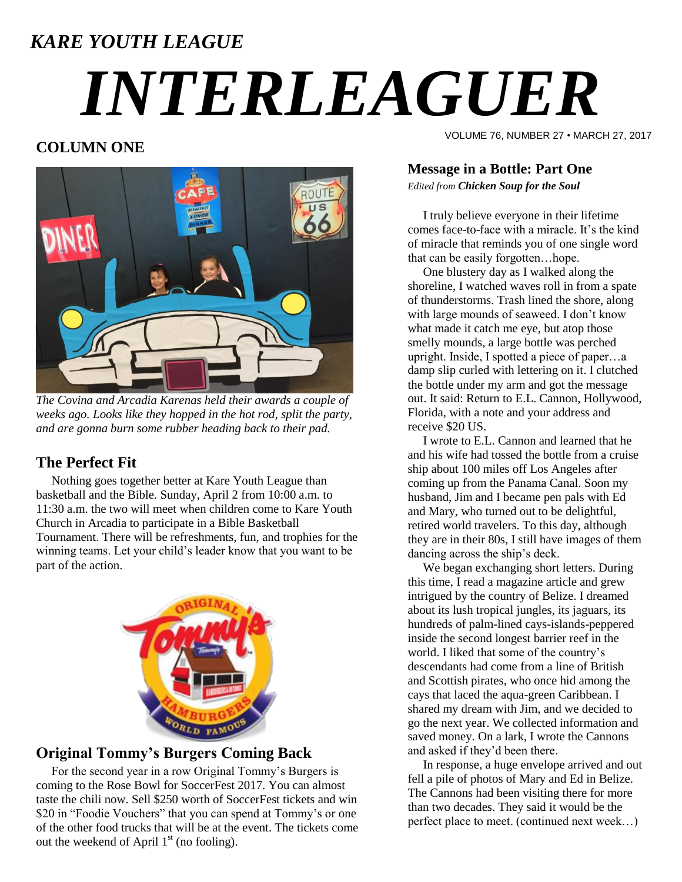*KARE YOUTH LEAGUE*

# *INTERLEAGUER*

VOLUME 76, NUMBER 27 • MARCH 27, 2017

## COLUMN ONE

*The Covina and Arcadia Karenas held their awards a couple of weeks ago. Looks like they hopped in the hot rod, split the party, and are gonna burn some rubber heading back to their pad.*

### The Perfect Fit

Nothing goes together better at Kare Youth League than basketball and the Bible. Sunday, April 2 from 10:00 a.m. to 11:30 a.m. the two will meet when children come to Kare Youth Church in Arcadia to participate in a Bible Basketball Tournament. There will be refreshments, fun, and trophies for the winning teams. Let your child's leader know that you want to be part of the action.

### Original Tommy's Burgers Coming Back

For the second year in a row Original Tommy's Burgers is coming to the Rose Bowl for SoccerFest 2017. You can almost taste the chili now. Sell $250 worth of SoccerFest tickets and win $20 in "Foodie Vouchers" that you can spend at Tommy's or one of the other food trucks that will be at the event. The tickets come out the weekend of April 1st (no fooling).

### Message in a Bottle: Part One

*Edited from **Chicken Soup for the Soul***

I truly believe everyone in their lifetime comes face-to-face with a miracle. It's the kind of miracle that reminds you of one single word that can be easily forgotten…hope.

One blustery day as I walked along the shoreline, I watched waves roll in from a spate of thunderstorms. Trash lined the shore, along with large mounds of seaweed. I don't know what made it catch me eye, but atop those smelly mounds, a large bottle was perched upright. Inside, I spotted a piece of paper…a damp slip curled with lettering on it. I clutched the bottle under my arm and got the message out. It said: Return to E.L. Cannon, Hollywood, Florida, with a note and your address and receive $20 US.

I wrote to E.L. Cannon and learned that he and his wife had tossed the bottle from a cruise ship about 100 miles off Los Angeles after coming up from the Panama Canal. Soon my husband, Jim and I became pen pals with Ed and Mary, who turned out to be delightful, retired world travelers. To this day, although they are in their 80s, I still have images of them dancing across the ship's deck.

We began exchanging short letters. During this time, I read a magazine article and grew intrigued by the country of Belize. I dreamed about its lush tropical jungles, its jaguars, its hundreds of palm-lined cays-islands-peppered inside the second longest barrier reef in the world. I liked that some of the country's descendants had come from a line of British and Scottish pirates, who once hid among the cays that laced the aqua-green Caribbean. I shared my dream with Jim, and we decided to go the next year. We collected information and saved money. On a lark, I wrote the Cannons and asked if they'd been there.

In response, a huge envelope arrived and out fell a pile of photos of Mary and Ed in Belize. The Cannons had been visiting there for more than two decades. They said it would be the perfect place to meet. (continued next week…)